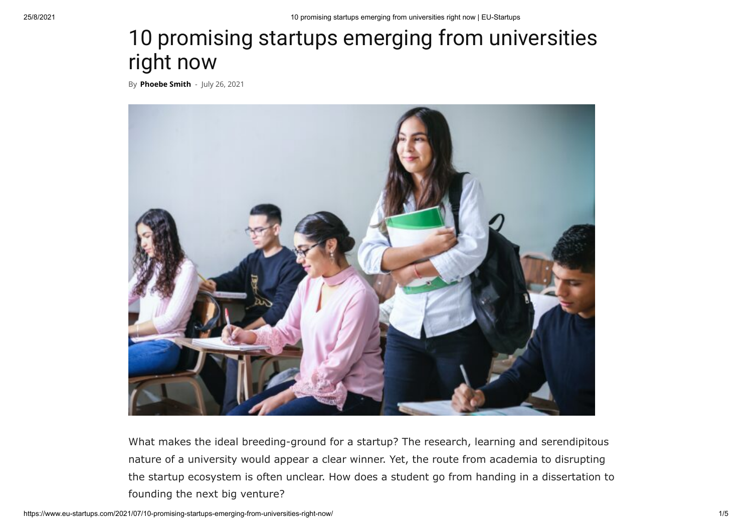# 10 promising startups emerging from universities right now

By **Phoebe Smith** - July 26, 2021

What makes the ideal breeding-ground for a startup? The research, learning and serendipitous nature of a university would appear a clear winner. Yet, the route from academia to disrupting the startup ecosystem is often unclear. How does a student go from handing in a dissertation to founding the next big venture?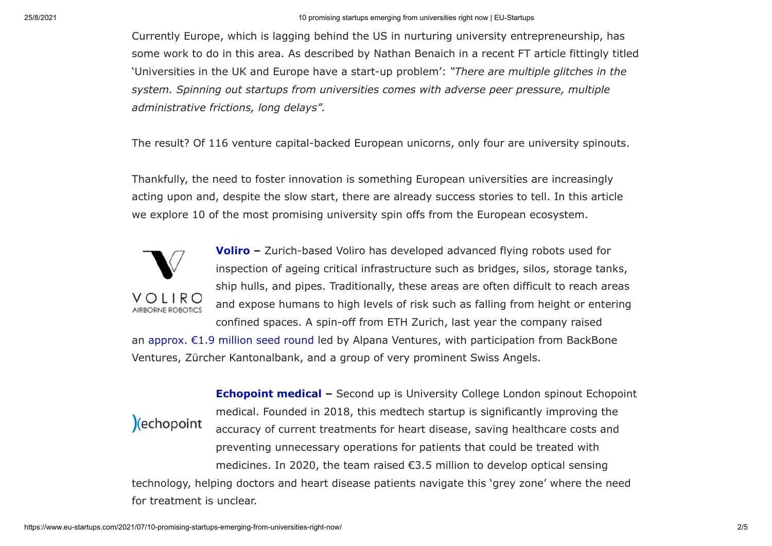Currently Europe, which is lagging behind the US in nurturing university entrepreneurship, has some work to do in this area. As described by Nathan Benaich in a recent FT article fittingly titled 'Universities in the UK and Europe have a start-up problem': *"There are multiple glitches in the system. Spinning out startups from universities comes with adverse peer pressure, multiple administrative frictions, long delays".*

The result? Of 116 venture capital-backed European unicorns, only four are university spinouts.

Thankfully, the need to foster innovation is something European universities are increasingly acting upon and, despite the slow start, there are already success stories to tell. In this article we explore 10 of the most promising university spin offs from the European ecosystem.

**Voliro –** Zurich-based Voliro has developed advanced flying robots used for inspection of ageing critical infrastructure such as bridges, silos, storage tanks, ship hulls, and pipes. Traditionally, these areas are often difficult to reach areas and expose humans to high levels of risk such as falling from height or entering confined spaces. A spin-off from ETH Zurich, last year the company raised an approx. €1.9 million seed round led by Alpana Ventures, with participation from BackBone Ventures, Zürcher Kantonalbank, and a group of very prominent Swiss Angels.

**Echopoint medical –** Second up is University College London spinout Echopoint medical. Founded in 2018, this medtech startup is significantly improving the accuracy of current treatments for heart disease, saving healthcare costs and preventing unnecessary operations for patients that could be treated with medicines. In 2020, the team raised €3.5 million to develop optical sensing technology, helping doctors and heart disease patients navigate this 'grey zone' where the need for treatment is unclear.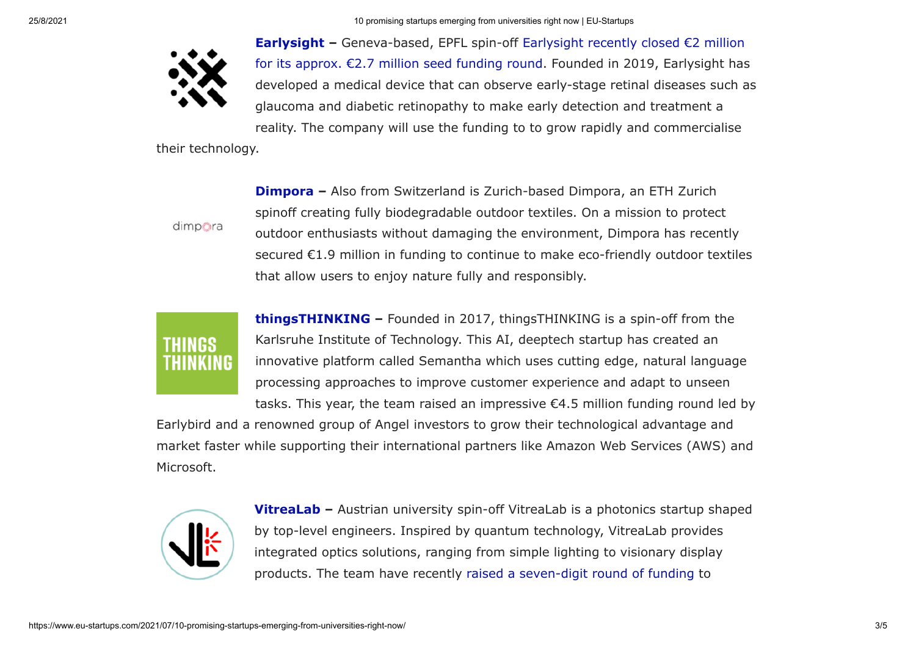**Earlysight –** Geneva-based, EPFL spin-off Earlysight recently closed €2 million for its approx. €2.7 million seed funding round. Founded in 2019, Earlysight has developed a medical device that can observe early-stage retinal diseases such as glaucoma and diabetic retinopathy to make early detection and treatment a reality. The company will use the funding to to grow rapidly and commercialise their technology.

**Dimpora –** Also from Switzerland is Zurich-based Dimpora, an ETH Zurich spinoff creating fully biodegradable outdoor textiles. On a mission to protect outdoor enthusiasts without damaging the environment, Dimpora has recently secured €1.9 million in funding to continue to make eco-friendly outdoor textiles that allow users to enjoy nature fully and responsibly.

**thingsTHINKING –** Founded in 2017, thingsTHINKING is a spin-off from the Karlsruhe Institute of Technology. This AI, deeptech startup has created an innovative platform called Semantha which uses cutting edge, natural language processing approaches to improve customer experience and adapt to unseen tasks. This year, the team raised an impressive €4.5 million funding round led by Earlybird and a renowned group of Angel investors to grow their technological advantage and market faster while supporting their international partners like Amazon Web Services (AWS) and Microsoft.

**VitreaLab –** Austrian university spin-off VitreaLab is a photonics startup shaped by top-level engineers. Inspired by quantum technology, VitreaLab provides integrated optics solutions, ranging from simple lighting to visionary display products. The team have recently raised a seven-digit round of funding to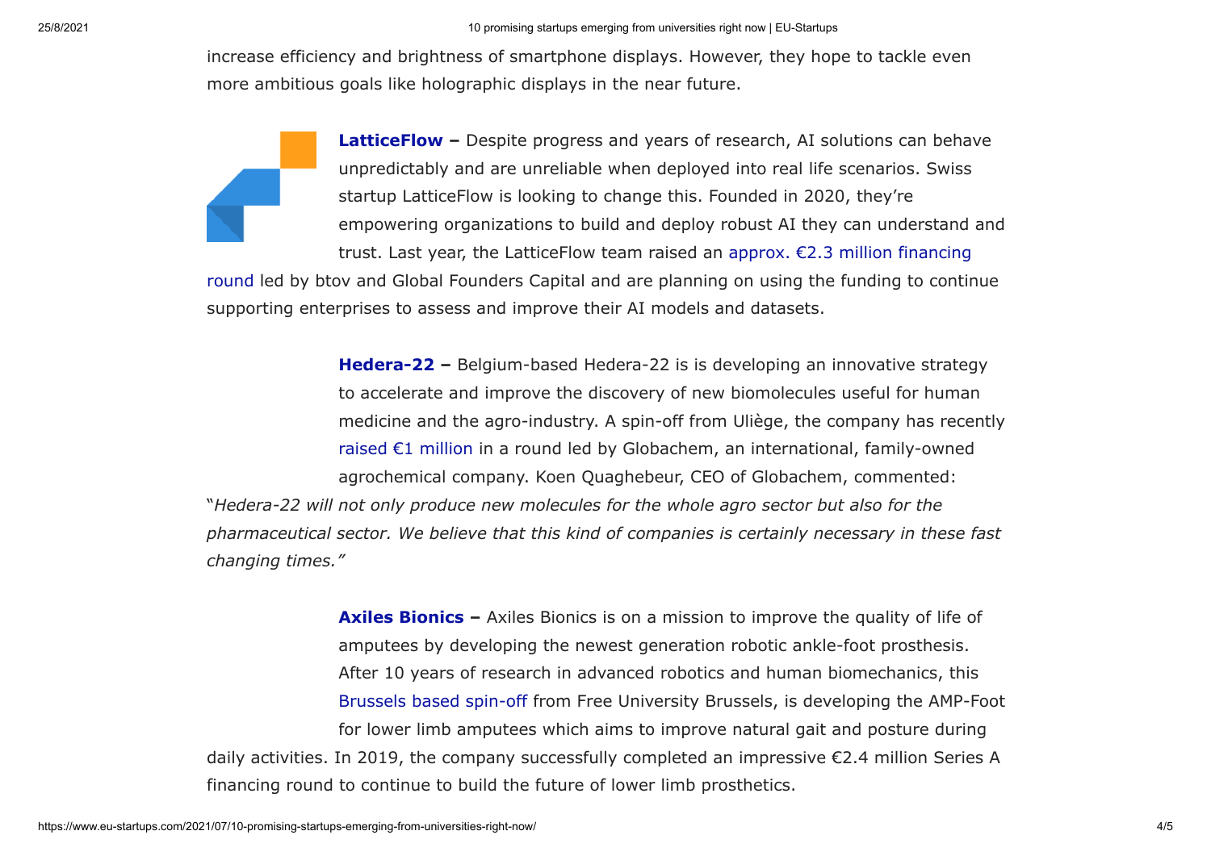increase efficiency and brightness of smartphone displays. However, they hope to tackle even more ambitious goals like holographic displays in the near future.

**LatticeFlow –** Despite progress and years of research, AI solutions can behave unpredictably and are unreliable when deployed into real life scenarios. Swiss startup LatticeFlow is looking to change this. Founded in 2020, they're empowering organizations to build and deploy robust AI they can understand and trust. Last year, the LatticeFlow team raised an approx. €2.3 million financing round led by btov and Global Founders Capital and are planning on using the funding to continue supporting enterprises to assess and improve their AI models and datasets.

**Hedera-22 –** Belgium-based Hedera-22 is is developing an innovative strategy to accelerate and improve the discovery of new biomolecules useful for human medicine and the agro-industry. A spin-off from Uliège, the company has recently raised €1 million in a round led by Globachem, an international, family-owned agrochemical company. Koen Quaghebeur, CEO of Globachem, commented: "*Hedera-22 will not only produce new molecules for the whole agro sector but also for the pharmaceutical sector. We believe that this kind of companies is certainly necessary in these fast changing times."*

**Axiles Bionics –** Axiles Bionics is on a mission to improve the quality of life of amputees by developing the newest generation robotic ankle-foot prosthesis. After 10 years of research in advanced robotics and human biomechanics, this Brussels based spin-off from Free University Brussels, is developing the AMP-Foot for lower limb amputees which aims to improve natural gait and posture during daily activities. In 2019, the company successfully completed an impressive €2.4 million Series A financing round to continue to build the future of lower limb prosthetics.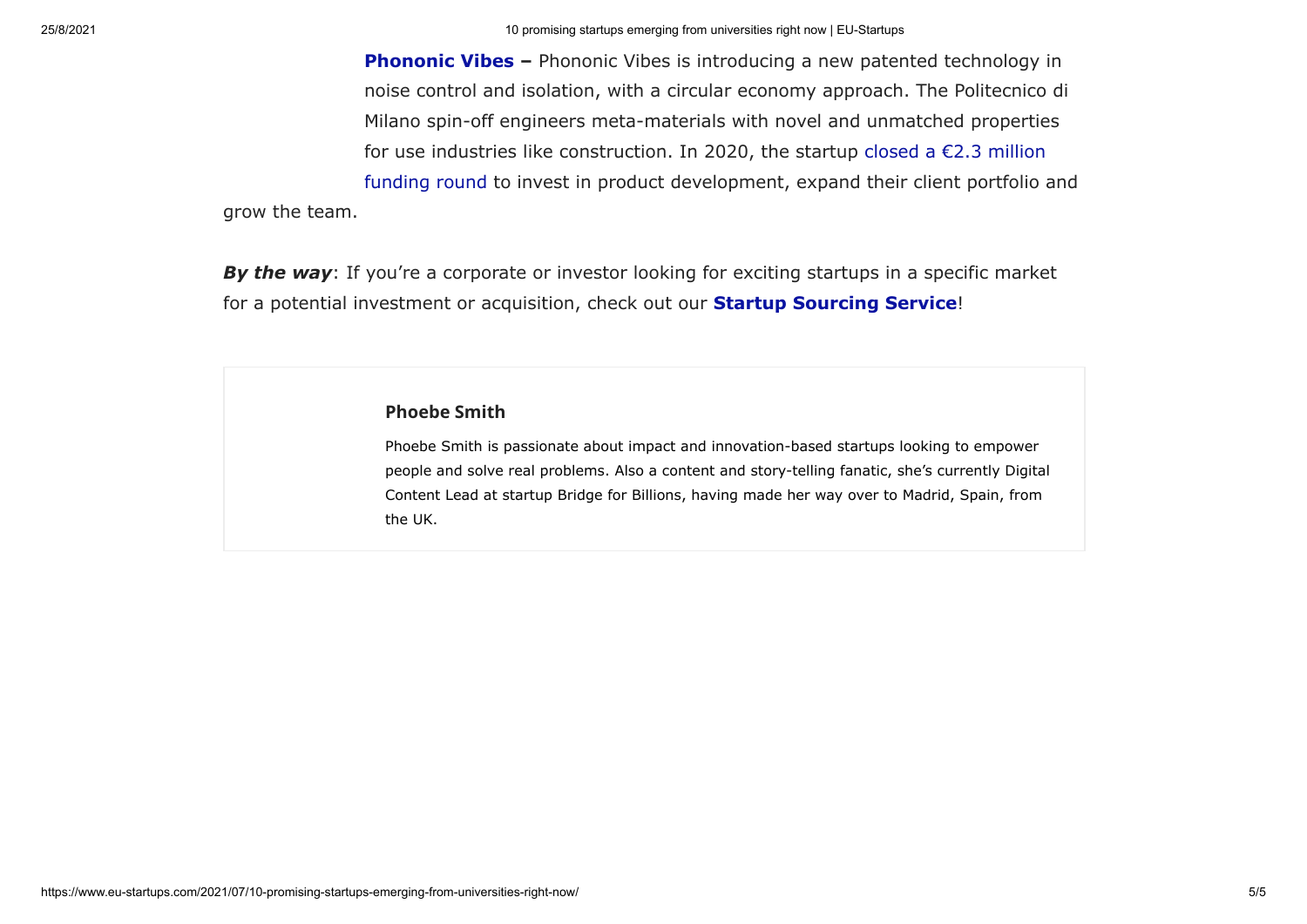**Phononic Vibes –** Phononic Vibes is introducing a new patented technology in noise control and isolation, with a circular economy approach. The Politecnico di Milano spin-off engineers meta-materials with novel and unmatched properties for use industries like construction. In 2020, the startup closed a €2.3 million funding round to invest in product development, expand their client portfolio and grow the team.

***By the way***: If you're a corporate or investor looking for exciting startups in a specific market for a potential investment or acquisition, check out our **Startup Sourcing Service**!

**Phoebe Smith**

Phoebe Smith is passionate about impact and innovation-based startups looking to empower people and solve real problems. Also a content and story-telling fanatic, she's currently Digital Content Lead at startup Bridge for Billions, having made her way over to Madrid, Spain, from the UK.